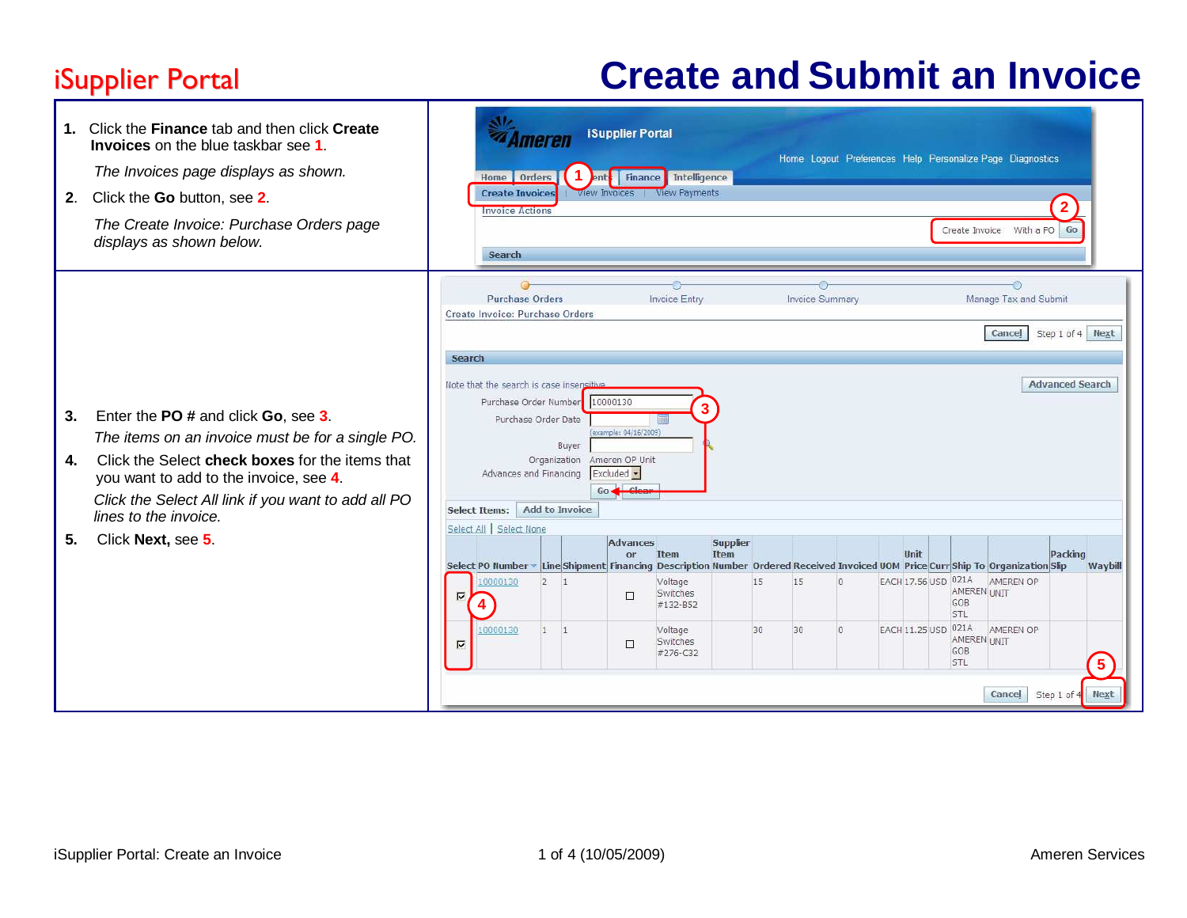iSupplier Portal

# Create and Submit an Invoice

1. Click the **Finance** tab and then click **Create Invoices** on the blue taskbar see **1**.

   *The Invoices page displays as shown.*

2. Click the **Go** button, see **2**.

   *The Create Invoice: Purchase Orders page displays as shown below.*

3. Enter the **PO #** and click **Go**, see **3**.

   *The items on an invoice must be for a single PO.*

4. Click the Select **check boxes** for the items that you want to add to the invoice, see **4**.

   *Click the Select All link if you want to add all PO lines to the invoice.*

5. Click **Next,** see **5**.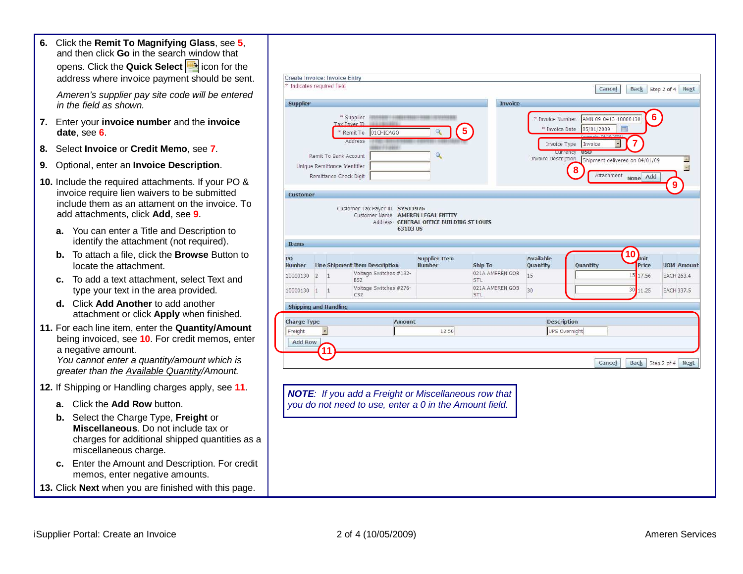6. Click the **Remit To Magnifying Glass**, see **5**, and then click **Go** in the search window that opens. Click the **Quick Select** icon for the address where invoice payment should be sent.

   *Ameren's supplier pay site code will be entered in the field as shown.*

7. Enter your **invoice number** and the **invoice date**, see **6**.

8. Select **Invoice** or **Credit Memo**, see **7**.

9. Optional, enter an **Invoice Description**.

10. Include the required attachments. If your PO & invoice require lien waivers to be submitted include them as an attament on the invoice. To add attachments, click **Add**, see **9**.

    a. You can enter a Title and Description to identify the attachment (not required).

    b. To attach a file, click the **Browse** Button to locate the attachment.

    c. To add a text attachment, select Text and type your text in the area provided.

    d. Click **Add Another** to add another attachment or click **Apply** when finished.

11. For each line item, enter the **Quantity/Amount** being invoiced, see **10**. For credit memos, enter a negative amount.
    *You cannot enter a quantity/amount which is greater than the Available Quantity/Amount.*

12. If Shipping or Handling charges apply, see **11**.

    a. Click the **Add Row** button.

    b. Select the Charge Type, **Freight** or **Miscellaneous**. Do not include tax or charges for additional shipped quantities as a miscellaneous charge.

    c. Enter the Amount and Description. For credit memos, enter negative amounts.

13. Click **Next** when you are finished with this page.

***NOTE**: If you add a Freight or Miscellaneous row that you do not need to use, enter a 0 in the Amount field.*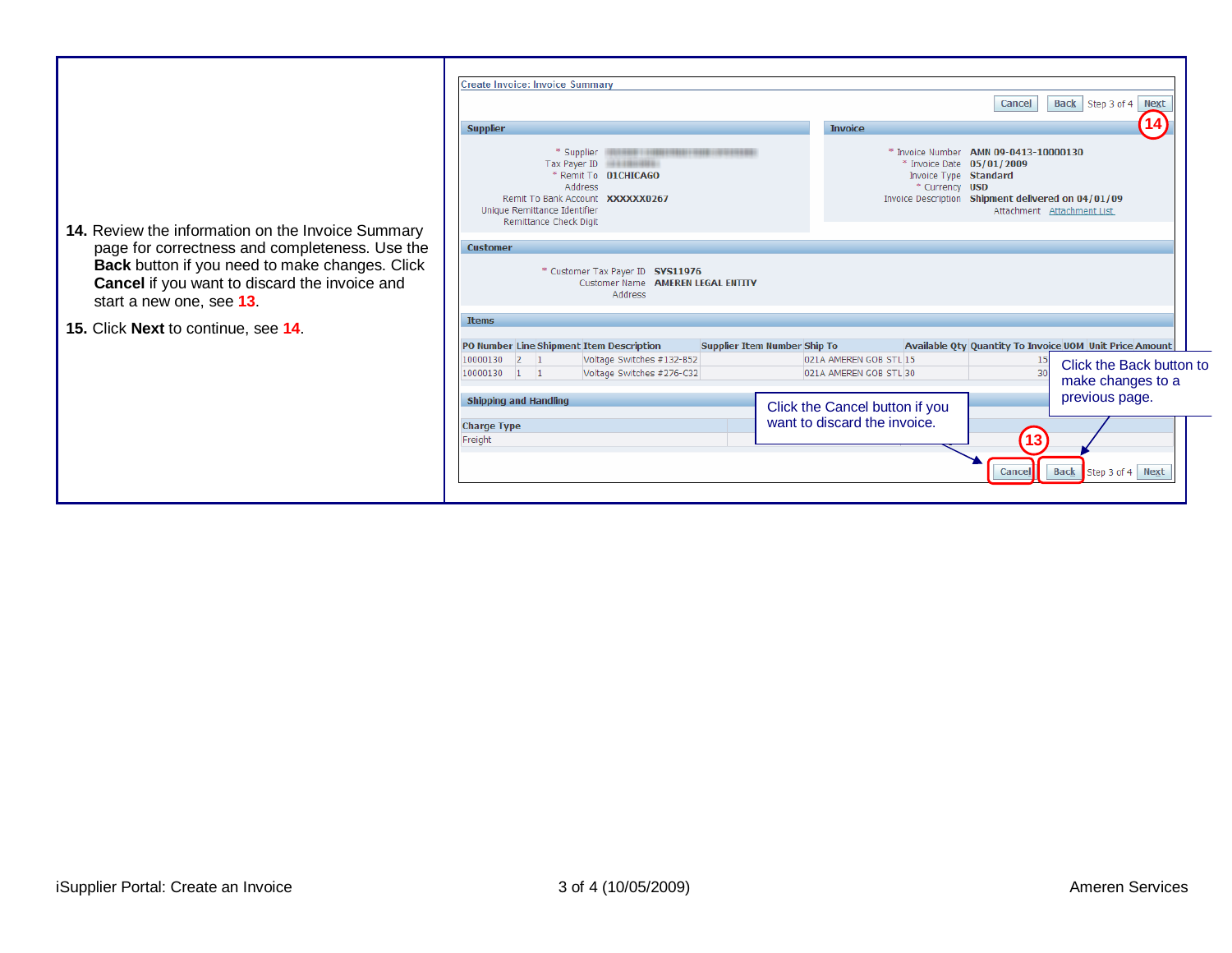14. Review the information on the Invoice Summary page for correctness and completeness. Use the **Back** button if you need to make changes. Click **Cancel** if you want to discard the invoice and start a new one, see 13.

15. Click **Next** to continue, see 14.

Create Invoice: Invoice Summary

Cancel | Back | Step 3 of 4 | Next

**Supplier**

| | |
|---|---|
| * Supplier | |
| Tax Payer ID | |
| * Remit To | 01CHICAGO |
| Address | |
| Remit To Bank Account | XXXXXX0267 |
| Unique Remittance Identifier | |
| Remittance Check Digit | |

**Invoice**

| | |
|---|---|
| * Invoice Number | AMN 09-0413-10000130 |
| * Invoice Date | 05/01/2009 |
| Invoice Type | Standard |
| * Currency | USD |
| Invoice Description | Shipment delivered on 04/01/09 |
| Attachment | Attachment List |

**Customer**

| | |
|---|---|
| * Customer Tax Payer ID | SVS11976 |
| Customer Name | AMEREN LEGAL ENTITY |
| Address | |

**Items**

| PO Number | Line | Shipment | Item Description | Supplier Item Number | Ship To | Available Qty | Quantity To Invoice | UOM | Unit Price | Amount |
|---|---|---|---|---|---|---|---|---|---|---|
| 10000130 | 2 | 1 | Voltage Switches #132-B52 | | 021A AMEREN GOB STL | 15 | 15 | | | |
| 10000130 | 1 | 1 | Voltage Switches #276-C32 | | 021A AMEREN GOB STL | 30 | 30 | | | |

**Shipping and Handling**

| Charge Type |
|---|
| Freight |

Click the Cancel button if you want to discard the invoice.

Click the Back button to make changes to a previous page.

Cancel | Back | Step 3 of 4 | Next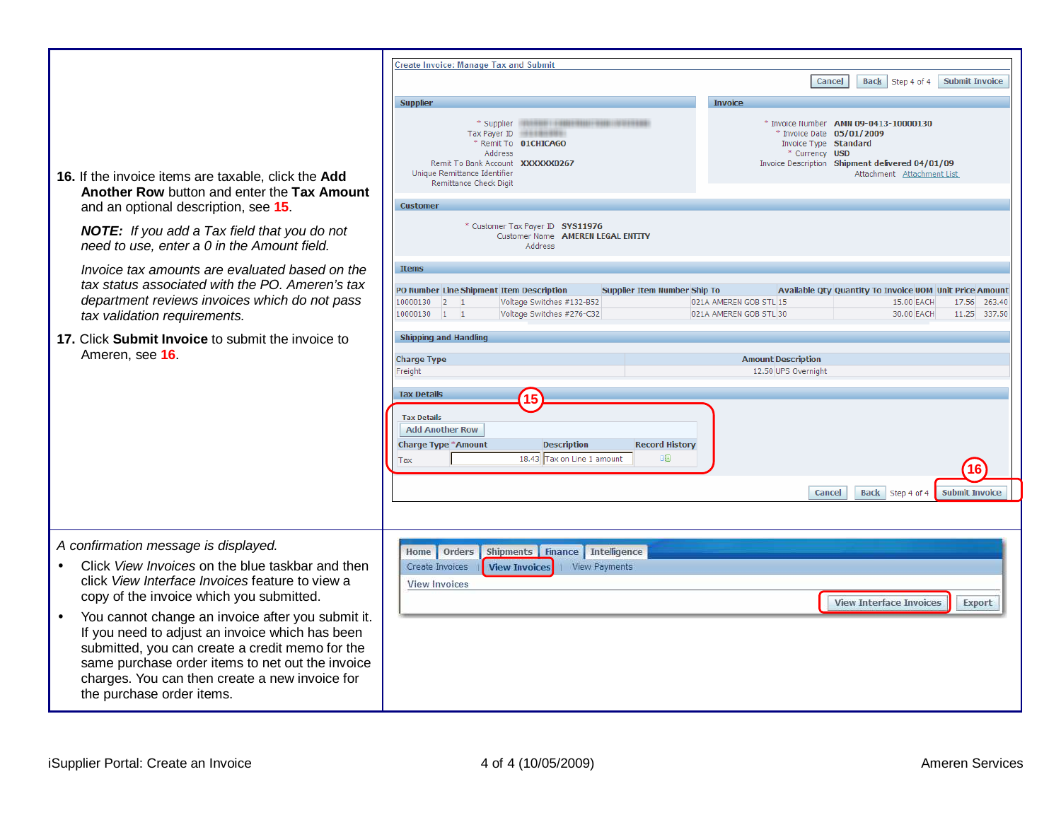16. If the invoice items are taxable, click the **Add Another Row** button and enter the **Tax Amount** and an optional description, see **15**.

    ***NOTE:*** *If you add a Tax field that you do not need to use, enter a 0 in the Amount field.*

    *Invoice tax amounts are evaluated based on the tax status associated with the PO. Ameren's tax department reviews invoices which do not pass tax validation requirements.*

17. Click **Submit Invoice** to submit the invoice to Ameren, see **16**.

Create Invoice: Manage Tax and Submit

Cancel | Back | Step 4 of 4 | Submit Invoice

**Supplier**

| | |
|---|---|
| * Supplier | |
| Tax Payer ID | |
| * Remit To | 01CHICAGO |
| Address | |
| Remit To Bank Account | XXXXXX0267 |
| Unique Remittance Identifier | |
| Remittance Check Digit | |

**Invoice**

| | |
|---|---|
| * Invoice Number | AMN 09-0413-10000130 |
| * Invoice Date | 05/01/2009 |
| Invoice Type | Standard |
| * Currency | USD |
| Invoice Description | Shipment delivered 04/01/09 |
| Attachment | Attachment List |

**Customer**

| | |
|---|---|
| * Customer Tax Payer ID | SYS11976 |
| Customer Name | AMEREN LEGAL ENTITY |
| Address | |

**Items**

| PO Number | Line | Shipment | Item Description | Supplier Item Number | Ship To | Available Qty | Quantity To Invoice | UOM | Unit Price | Amount |
|---|---|---|---|---|---|---|---|---|---|---|
| 10000130 | 2 | 1 | Voltage Switches #132-B52 | | 021A AMEREN GOB STL | 15 | 15.00 | EACH | 17.56 | 263.40 |
| 10000130 | 1 | 1 | Voltage Switches #276-C32 | | 021A AMEREN GOB STL | 30 | 30.00 | EACH | 11.25 | 337.50 |

**Shipping and Handling**

| Charge Type | Amount | Description |
|---|---|---|
| Freight | 12.50 | UPS Overnight |

**Tax Details**

15

Tax Details

Add Another Row

| Charge Type | *Amount | Description | Record History |
|---|---|---|---|
| Tax | 18.43 | Tax on Line 1 amount | |

Cancel | Back | Step 4 of 4 | Submit Invoice

16

*A confirmation message is displayed.*

- Click *View Invoices* on the blue taskbar and then click *View Interface Invoices* feature to view a copy of the invoice which you submitted.
- You cannot change an invoice after you submit it. If you need to adjust an invoice which has been submitted, you can create a credit memo for the same purchase order items to net out the invoice charges. You can then create a new invoice for the purchase order items.

Home | Orders | Shipments | Finance | Intelligence

Create Invoices | View Invoices | View Payments

View Invoices

View Interface Invoices | Export